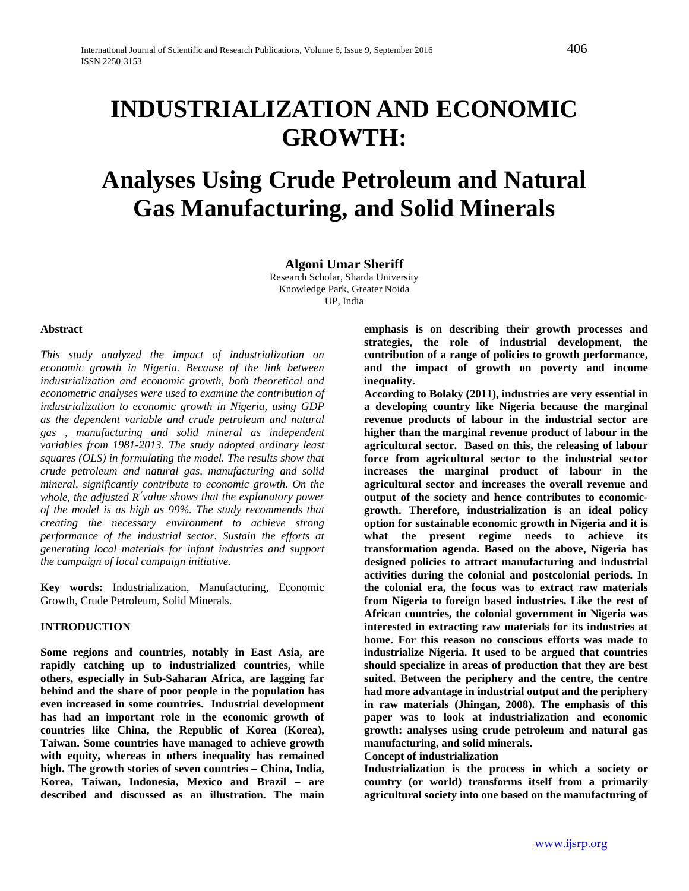# INDUSTRIALIZATION AND ECONOMIC GROWTH:

# Analyses Using Crude Petroleum and Natural Gas Manufacturing, and Solid Minerals

**Algoni Umar Sheriff**

Research Scholar, Sharda University
Knowledge Park, Greater Noida
UP, India

**Abstract**

*This study analyzed the impact of industrialization on economic growth in Nigeria. Because of the link between industrialization and economic growth, both theoretical and econometric analyses were used to examine the contribution of industrialization to economic growth in Nigeria, using GDP as the dependent variable and crude petroleum and natural gas , manufacturing and solid mineral as independent variables from 1981-2013. The study adopted ordinary least squares (OLS) in formulating the model. The results show that crude petroleum and natural gas, manufacturing and solid mineral, significantly contribute to economic growth. On the whole, the adjusted $R^2$value shows that the explanatory power of the model is as high as 99%. The study recommends that creating the necessary environment to achieve strong performance of the industrial sector. Sustain the efforts at generating local materials for infant industries and support the campaign of local campaign initiative.*

**Key words:** Industrialization, Manufacturing, Economic Growth, Crude Petroleum, Solid Minerals.

## INTRODUCTION

**Some regions and countries, notably in East Asia, are rapidly catching up to industrialized countries, while others, especially in Sub-Saharan Africa, are lagging far behind and the share of poor people in the population has even increased in some countries. Industrial development has had an important role in the economic growth of countries like China, the Republic of Korea (Korea), Taiwan. Some countries have managed to achieve growth with equity, whereas in others inequality has remained high. The growth stories of seven countries – China, India, Korea, Taiwan, Indonesia, Mexico and Brazil – are described and discussed as an illustration. The main emphasis is on describing their growth processes and strategies, the role of industrial development, the contribution of a range of policies to growth performance, and the impact of growth on poverty and income inequality.**

**According to Bolaky (2011), industries are very essential in a developing country like Nigeria because the marginal revenue products of labour in the industrial sector are higher than the marginal revenue product of labour in the agricultural sector. Based on this, the releasing of labour force from agricultural sector to the industrial sector increases the marginal product of labour in the agricultural sector and increases the overall revenue and output of the society and hence contributes to economic-growth. Therefore, industrialization is an ideal policy option for sustainable economic growth in Nigeria and it is what the present regime needs to achieve its transformation agenda. Based on the above, Nigeria has designed policies to attract manufacturing and industrial activities during the colonial and postcolonial periods. In the colonial era, the focus was to extract raw materials from Nigeria to foreign based industries. Like the rest of African countries, the colonial government in Nigeria was interested in extracting raw materials for its industries at home. For this reason no conscious efforts was made to industrialize Nigeria. It used to be argued that countries should specialize in areas of production that they are best suited. Between the periphery and the centre, the centre had more advantage in industrial output and the periphery in raw materials (Jhingan, 2008). The emphasis of this paper was to look at industrialization and economic growth: analyses using crude petroleum and natural gas manufacturing, and solid minerals.**

**Concept of industrialization**

**Industrialization is the process in which a society or country (or world) transforms itself from a primarily agricultural society into one based on the manufacturing of**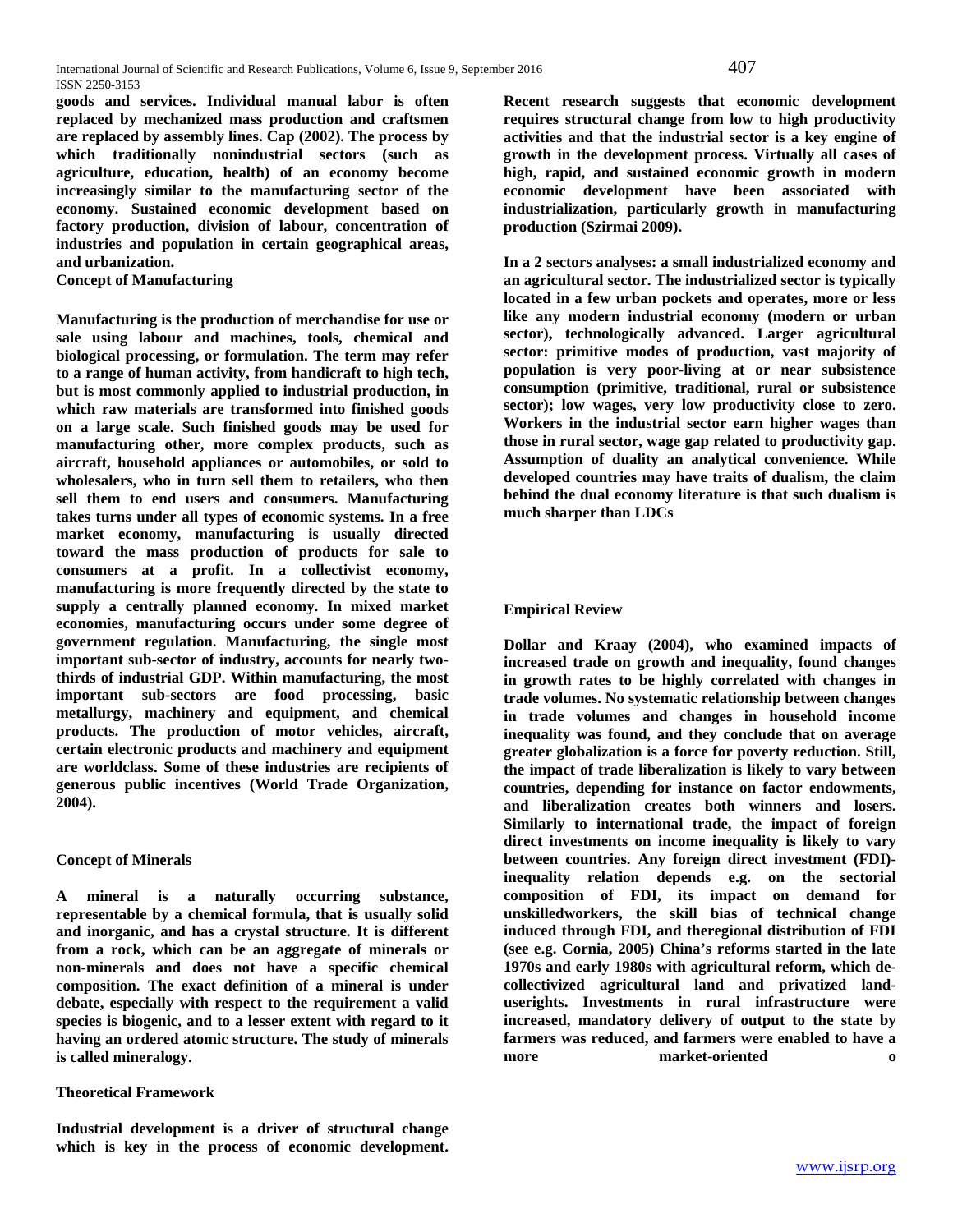goods and services. Individual manual labor is often replaced by mechanized mass production and craftsmen are replaced by assembly lines. Cap (2002). The process by which traditionally nonindustrial sectors (such as agriculture, education, health) of an economy become increasingly similar to the manufacturing sector of the economy. Sustained economic development based on factory production, division of labour, concentration of industries and population in certain geographical areas, and urbanization.

**Concept of Manufacturing**

Manufacturing is the production of merchandise for use or sale using labour and machines, tools, chemical and biological processing, or formulation. The term may refer to a range of human activity, from handicraft to high tech, but is most commonly applied to industrial production, in which raw materials are transformed into finished goods on a large scale. Such finished goods may be used for manufacturing other, more complex products, such as aircraft, household appliances or automobiles, or sold to wholesalers, who in turn sell them to retailers, who then sell them to end users and consumers. Manufacturing takes turns under all types of economic systems. In a free market economy, manufacturing is usually directed toward the mass production of products for sale to consumers at a profit. In a collectivist economy, manufacturing is more frequently directed by the state to supply a centrally planned economy. In mixed market economies, manufacturing occurs under some degree of government regulation. Manufacturing, the single most important sub-sector of industry, accounts for nearly two-thirds of industrial GDP. Within manufacturing, the most important sub-sectors are food processing, basic metallurgy, machinery and equipment, and chemical products. The production of motor vehicles, aircraft, certain electronic products and machinery and equipment are worldclass. Some of these industries are recipients of generous public incentives (World Trade Organization, 2004).

**Concept of Minerals**

A mineral is a naturally occurring substance, representable by a chemical formula, that is usually solid and inorganic, and has a crystal structure. It is different from a rock, which can be an aggregate of minerals or non-minerals and does not have a specific chemical composition. The exact definition of a mineral is under debate, especially with respect to the requirement a valid species is biogenic, and to a lesser extent with regard to it having an ordered atomic structure. The study of minerals is called mineralogy.

**Theoretical Framework**

Industrial development is a driver of structural change which is key in the process of economic development. Recent research suggests that economic development requires structural change from low to high productivity activities and that the industrial sector is a key engine of growth in the development process. Virtually all cases of high, rapid, and sustained economic growth in modern economic development have been associated with industrialization, particularly growth in manufacturing production (Szirmai 2009).

In a 2 sectors analyses: a small industrialized economy and an agricultural sector. The industrialized sector is typically located in a few urban pockets and operates, more or less like any modern industrial economy (modern or urban sector), technologically advanced. Larger agricultural sector: primitive modes of production, vast majority of population is very poor-living at or near subsistence consumption (primitive, traditional, rural or subsistence sector); low wages, very low productivity close to zero. Workers in the industrial sector earn higher wages than those in rural sector, wage gap related to productivity gap. Assumption of duality an analytical convenience. While developed countries may have traits of dualism, the claim behind the dual economy literature is that such dualism is much sharper than LDCs

**Empirical Review**

Dollar and Kraay (2004), who examined impacts of increased trade on growth and inequality, found changes in growth rates to be highly correlated with changes in trade volumes. No systematic relationship between changes in trade volumes and changes in household income inequality was found, and they conclude that on average greater globalization is a force for poverty reduction. Still, the impact of trade liberalization is likely to vary between countries, depending for instance on factor endowments, and liberalization creates both winners and losers. Similarly to international trade, the impact of foreign direct investments on income inequality is likely to vary between countries. Any foreign direct investment (FDI)-inequality relation depends e.g. on the sectorial composition of FDI, its impact on demand for unskilledworkers, the skill bias of technical change induced through FDI, and theregional distribution of FDI (see e.g. Cornia, 2005) China's reforms started in the late 1970s and early 1980s with agricultural reform, which de-collectivized agricultural land and privatized land-userights. Investments in rural infrastructure were increased, mandatory delivery of output to the state by farmers was reduced, and farmers were enabled to have a more market-oriented o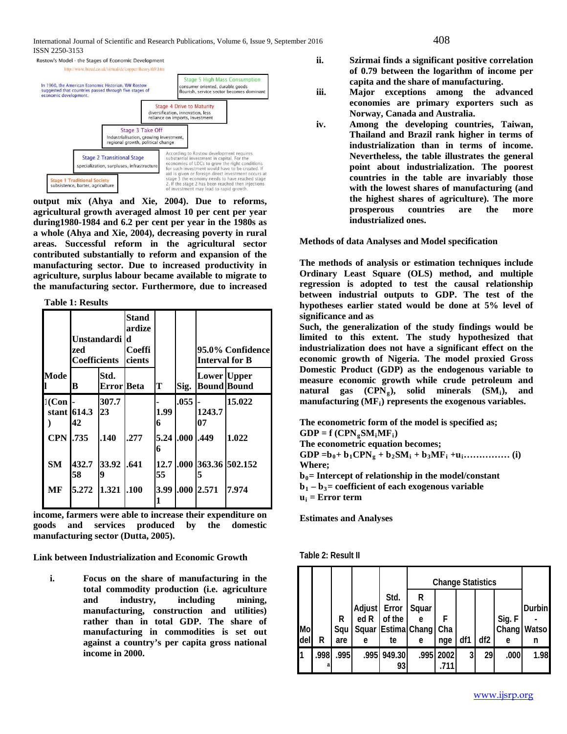Rostow's Model - the Stages of Economic Development

http://www.bized.co.uk/virtual/dc/copper/theory/th9.htm

In 1960, the American Economic Historian, WW Rostow suggested that countries passed through five stages of economic development.

Stage 5 High Mass Consumption: consumer oriented, durable goods flourish, service sector becomes dominant

Stage 4 Drive to Maturity: diversification, innovation, less reliance on imports, investment

Stage 3 Take Off: Industrialisation, growing investment, regional growth, political change

Stage 2 Transitional Stage: specialization, surpluses, infrastructure

Stage 1 Traditional Society: subsistence, barter, agriculture

According to Rostow development requires substantial investment in capital. For the economies of LDCs to grow the right conditions for such investment would have to be created. If aid is given or foreign direct investment occurs at stage 3 the economy needs to have reached stage 2. If the stage 2 has been reached then injections of investment may lead to rapid growth.

**output mix (Ahya and Xie, 2004). Due to reforms, agricultural growth averaged almost 10 per cent per year during1980-1984 and 6.2 per cent per year in the 1980s as a whole (Ahya and Xie, 2004), decreasing poverty in rural areas. Successful reform in the agricultural sector contributed substantially to reform and expansion of the manufacturing sector. Due to increased productivity in agriculture, surplus labour became available to migrate to the manufacturing sector. Furthermore, due to increased income, farmers were able to increase their expenditure on goods and services produced by the domestic manufacturing sector (Dutta, 2005).**

**Table 1: Results**

| Model | Unstandardized Coefficients | | Standardized Coefficients | | | 95.0% Confidence Interval for B | |
|---|---|---|---|---|---|---|---|
| | B | Std. Error | Beta | T | Sig. | Lower Bound | Upper Bound |
| 1 (Constant) | -614.342 | 307.723 | | -1.996 | .055 | -1243.707 | 15.022 |
| CPN | .735 | .140 | .277 | 5.246 | .000 | .449 | 1.022 |
| SM | 432.758 | 33.929 | .641 | 12.755 | .000 | 363.365 | 502.152 |
| MF | 5.272 | 1.321 | .100 | 3.991 | .000 | 2.571 | 7.974 |

## Link between Industrialization and Economic Growth

i. **Focus on the share of manufacturing in the total commodity production (i.e. agriculture and industry, including mining, manufacturing, construction and utilities) rather than in total GDP. The share of manufacturing in commodities is set out against a country's per capita gross national income in 2000.**

ii. **Szirmai finds a significant positive correlation of 0.79 between the logarithm of income per capita and the share of manufacturing.**

iii. **Major exceptions among the advanced economies are primary exporters such as Norway, Canada and Australia.**

iv. **Among the developing countries, Taiwan, Thailand and Brazil rank higher in terms of industrialization than in terms of income. Nevertheless, the table illustrates the general point about industrialization. The poorest countries in the table are invariably those with the lowest shares of manufacturing (and the highest shares of agriculture). The more prosperous countries are the more industrialized ones.**

## Methods of data Analyses and Model specification

**The methods of analysis or estimation techniques include Ordinary Least Square (OLS) method, and multiple regression is adopted to test the causal relationship between industrial outputs to GDP. The test of the hypotheses earlier stated would be done at 5% level of significance and as**

**Such, the generalization of the study findings would be limited to this extent. The study hypothesized that industrialization does not have a significant effect on the economic growth of Nigeria. The model proxied Gross Domestic Product (GDP) as the endogenous variable to measure economic growth while crude petroleum and natural gas ($CPN_g$), solid minerals ($SM_i$), and manufacturing ($MF_i$) represents the exogenous variables.**

**The econometric form of the model is specified as;**

$$GDP = f(CPN_g SM_i MF_i)$$

**The econometric equation becomes;**

$$GDP = b_0 + b_1 CPN_g + b_2 SM_i + b_3 MF_i + u_i \ldots\ldots\ldots\ldots\ldots (i)$$

**Where;**

**$b_0$ = Intercept of relationship in the model/constant**

**$b_1 - b_3$ = coefficient of each exogenous variable**

**$u_i$ = Error term**

## Estimates and Analyses

**Table 2: Result II**

| Model | R | R Square | Adjusted R Square | Std. Error of the Estimate | Change Statistics | | | | | Durbin-Watson |
|---|---|---|---|---|---|---|---|---|---|---|
| | | | | | R Square Change | F Change | df1 | df2 | Sig. F Change | |
| 1 | .998[a] | .995 | .995 | 949.3093 | .995 | 2002.711 | 3 | 29 | .000 | 1.98 |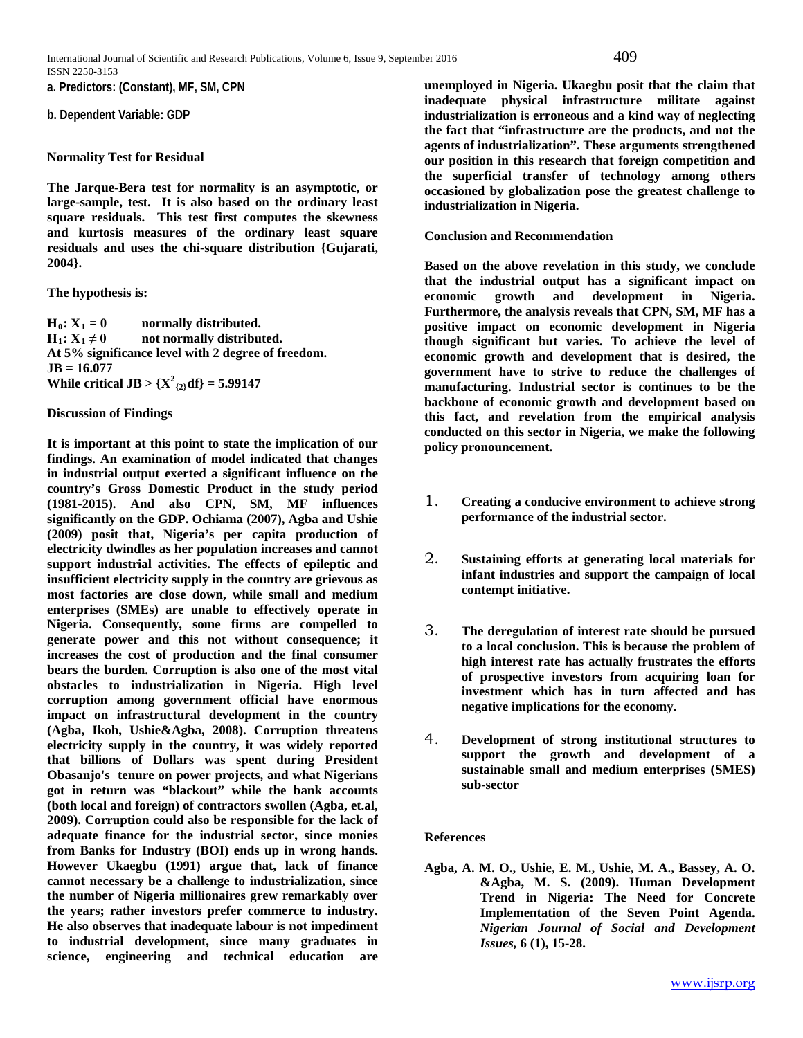**a. Predictors: (Constant), MF, SM, CPN**

**b. Dependent Variable: GDP**

**Normality Test for Residual**

**The Jarque-Bera test for normality is an asymptotic, or large-sample, test. It is also based on the ordinary least square residuals. This test first computes the skewness and kurtosis measures of the ordinary least square residuals and uses the chi-square distribution {Gujarati, 2004}.**

**The hypothesis is:**

**$H_0: X_1 = 0$ normally distributed.**
**$H_1: X_1 \neq 0$ not normally distributed.**
**At 5% significance level with 2 degree of freedom.**
**JB = 16.077**
**While critical JB > $\{X^2_{(2)}df\} = 5.99147$**

**Discussion of Findings**

**It is important at this point to state the implication of our findings. An examination of model indicated that changes in industrial output exerted a significant influence on the country's Gross Domestic Product in the study period (1981-2015). And also CPN, SM, MF influences significantly on the GDP. Ochiama (2007), Agba and Ushie (2009) posit that, Nigeria's per capita production of electricity dwindles as her population increases and cannot support industrial activities. The effects of epileptic and insufficient electricity supply in the country are grievous as most factories are close down, while small and medium enterprises (SMEs) are unable to effectively operate in Nigeria. Consequently, some firms are compelled to generate power and this not without consequence; it increases the cost of production and the final consumer bears the burden. Corruption is also one of the most vital obstacles to industrialization in Nigeria. High level corruption among government official have enormous impact on infrastructural development in the country (Agba, Ikoh, Ushie&Agba, 2008). Corruption threatens electricity supply in the country, it was widely reported that billions of Dollars was spent during President Obasanjo's tenure on power projects, and what Nigerians got in return was "blackout" while the bank accounts (both local and foreign) of contractors swollen (Agba, et.al, 2009). Corruption could also be responsible for the lack of adequate finance for the industrial sector, since monies from Banks for Industry (BOI) ends up in wrong hands. However Ukaegbu (1991) argue that, lack of finance cannot necessary be a challenge to industrialization, since the number of Nigeria millionaires grew remarkably over the years; rather investors prefer commerce to industry. He also observes that inadequate labour is not impediment to industrial development, since many graduates in science, engineering and technical education are unemployed in Nigeria. Ukaegbu posit that the claim that inadequate physical infrastructure militate against industrialization is erroneous and a kind way of neglecting the fact that "infrastructure are the products, and not the agents of industrialization". These arguments strengthened our position in this research that foreign competition and the superficial transfer of technology among others occasioned by globalization pose the greatest challenge to industrialization in Nigeria.**

**Conclusion and Recommendation**

**Based on the above revelation in this study, we conclude that the industrial output has a significant impact on economic growth and development in Nigeria. Furthermore, the analysis reveals that CPN, SM, MF has a positive impact on economic development in Nigeria though significant but varies. To achieve the level of economic growth and development that is desired, the government have to strive to reduce the challenges of manufacturing. Industrial sector is continues to be the backbone of economic growth and development based on this fact, and revelation from the empirical analysis conducted on this sector in Nigeria, we make the following policy pronouncement.**

1. **Creating a conducive environment to achieve strong performance of the industrial sector.**

2. **Sustaining efforts at generating local materials for infant industries and support the campaign of local contempt initiative.**

3. **The deregulation of interest rate should be pursued to a local conclusion. This is because the problem of high interest rate has actually frustrates the efforts of prospective investors from acquiring loan for investment which has in turn affected and has negative implications for the economy.**

4. **Development of strong institutional structures to support the growth and development of a sustainable small and medium enterprises (SMES) sub-sector**

**References**

**Agba, A. M. O., Ushie, E. M., Ushie, M. A., Bassey, A. O. &Agba, M. S. (2009). Human Development Trend in Nigeria: The Need for Concrete Implementation of the Seven Point Agenda. *Nigerian Journal of Social and Development Issues*, 6 (1), 15-28.**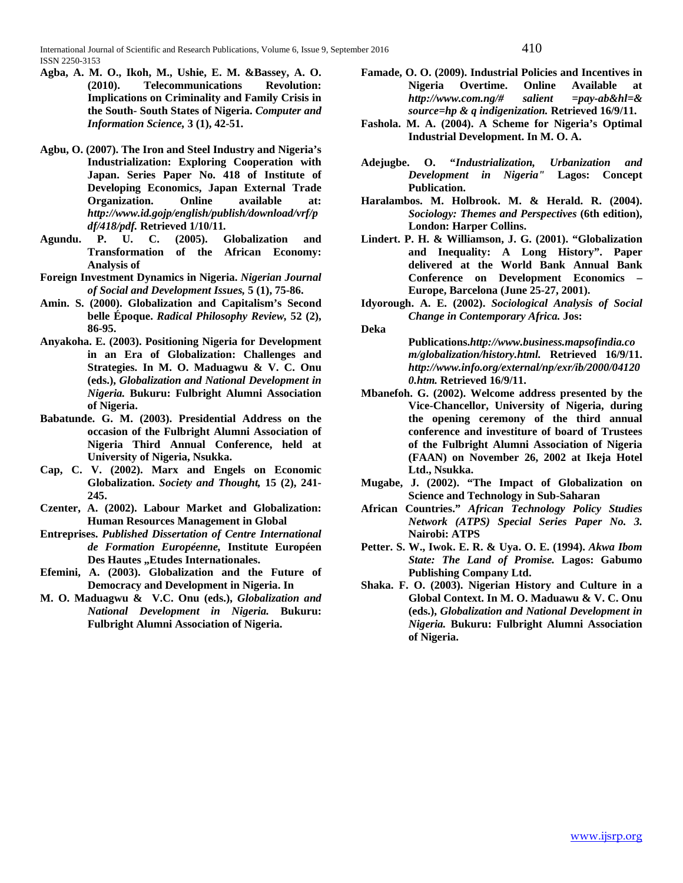**Agba, A. M. O., Ikoh, M., Ushie, E. M. &Bassey, A. O. (2010). Telecommunications Revolution: Implications on Criminality and Family Crisis in the South- South States of Nigeria.** ***Computer and Information Science,*** **3 (1), 42-51.**

**Agbu, O. (2007). The Iron and Steel Industry and Nigeria's Industrialization: Exploring Cooperation with Japan. Series Paper No. 418 of Institute of Developing Economics, Japan External Trade Organization. Online available at:** ***http://www.id.gojp/english/publish/download/vrf/pdf/418/pdf.*** **Retrieved 1/10/11.**

**Agundu. P. U. C. (2005). Globalization and Transformation of the African Economy: Analysis of**

**Foreign Investment Dynamics in Nigeria.** ***Nigerian Journal of Social and Development Issues,*** **5 (1), 75-86.**

**Amin. S. (2000). Globalization and Capitalism's Second belle Époque.** ***Radical Philosophy Review,*** **52 (2), 86-95.**

**Anyakoha. E. (2003). Positioning Nigeria for Development in an Era of Globalization: Challenges and Strategies. In M. O. Maduagwu & V. C. Onu (eds.),** ***Globalization and National Development in Nigeria.*** **Bukuru: Fulbright Alumni Association of Nigeria.**

**Babatunde. G. M. (2003). Presidential Address on the occasion of the Fulbright Alumni Association of Nigeria Third Annual Conference, held at University of Nigeria, Nsukka.**

**Cap, C. V. (2002). Marx and Engels on Economic Globalization.** ***Society and Thought,*** **15 (2), 241-245.**

**Czenter, A. (2002). Labour Market and Globalization: Human Resources Management in Global**

**Entreprises.** ***Published Dissertation of Centre International de Formation Européenne,*** **Institute Européen Des Hautes „Etudes Internationales.**

**Efemini, A. (2003). Globalization and the Future of Democracy and Development in Nigeria. In**

**M. O. Maduagwu & V.C. Onu (eds.),** ***Globalization and National Development in Nigeria.*** **Bukuru: Fulbright Alumni Association of Nigeria.**

**Famade, O. O. (2009). Industrial Policies and Incentives in Nigeria Overtime. Online Available at** ***http://www.com.ng/# salient =pay-ab&hl=& source=hp & q indigenization.*** **Retrieved 16/9/11.**

**Fashola. M. A. (2004). A Scheme for Nigeria's Optimal Industrial Development. In M. O. A.**

**Adejugbe. O.** ***"Industrialization, Urbanization and Development in Nigeria"*** **Lagos: Concept Publication.**

**Haralambos. M. Holbrook. M. & Herald. R. (2004).** ***Sociology: Themes and Perspectives*** **(6th edition), London: Harper Collins.**

**Lindert. P. H. & Williamson, J. G. (2001). "Globalization and Inequality: A Long History". Paper delivered at the World Bank Annual Bank Conference on Development Economics – Europe, Barcelona (June 25-27, 2001).**

**Idyorough. A. E. (2002).** ***Sociological Analysis of Social Change in Contemporary Africa.*** **Jos:**

**Deka**

**Publications.*****http://www.business.mapsofindia.com/globalization/history.html.*** **Retrieved 16/9/11.** ***http://www.info.org/external/np/exr/ib/2000/041200.htm.*** **Retrieved 16/9/11.**

**Mbanefoh. G. (2002). Welcome address presented by the Vice-Chancellor, University of Nigeria, during the opening ceremony of the third annual conference and investiture of board of Trustees of the Fulbright Alumni Association of Nigeria (FAAN) on November 26, 2002 at Ikeja Hotel Ltd., Nsukka.**

**Mugabe, J. (2002). "The Impact of Globalization on Science and Technology in Sub-Saharan**

**African Countries."** ***African Technology Policy Studies Network (ATPS) Special Series Paper No. 3.*** **Nairobi: ATPS**

**Petter. S. W., Iwok. E. R. & Uya. O. E. (1994).** ***Akwa Ibom State: The Land of Promise.*** **Lagos: Gabumo Publishing Company Ltd.**

**Shaka. F. O. (2003). Nigerian History and Culture in a Global Context. In M. O. Maduawu & V. C. Onu (eds.),** ***Globalization and National Development in Nigeria.*** **Bukuru: Fulbright Alumni Association of Nigeria.**